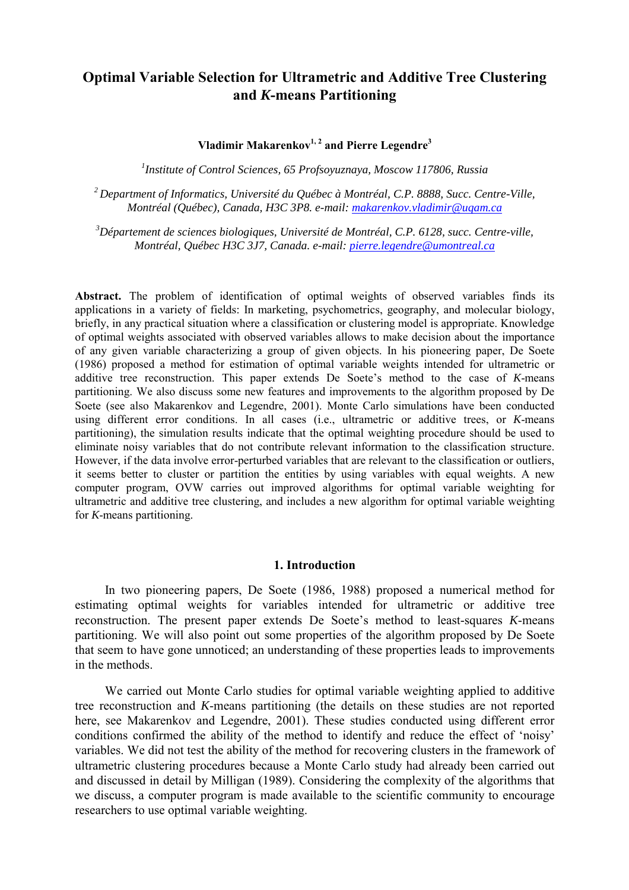# Optimal Variable Selection for Ultrametric and Additive Tree Clustering and *K*-means Partitioning

**Vladimir Makarenkov[1, 2] and Pierre Legendre[3]**

[1]*Institute of Control Sciences, 65 Profsoyuznaya, Moscow 117806, Russia*

[2]*Department of Informatics, Université du Québec à Montréal, C.P. 8888, Succ. Centre-Ville, Montréal (Québec), Canada, H3C 3P8. e-mail: makarenkov.vladimir@uqam.ca*

[3]*Département de sciences biologiques, Université de Montréal, C.P. 6128, succ. Centre-ville, Montréal, Québec H3C 3J7, Canada. e-mail: pierre.legendre@umontreal.ca*

**Abstract.** The problem of identification of optimal weights of observed variables finds its applications in a variety of fields: In marketing, psychometrics, geography, and molecular biology, briefly, in any practical situation where a classification or clustering model is appropriate. Knowledge of optimal weights associated with observed variables allows to make decision about the importance of any given variable characterizing a group of given objects. In his pioneering paper, De Soete (1986) proposed a method for estimation of optimal variable weights intended for ultrametric or additive tree reconstruction. This paper extends De Soete's method to the case of *K*-means partitioning. We also discuss some new features and improvements to the algorithm proposed by De Soete (see also Makarenkov and Legendre, 2001). Monte Carlo simulations have been conducted using different error conditions. In all cases (i.e., ultrametric or additive trees, or *K*-means partitioning), the simulation results indicate that the optimal weighting procedure should be used to eliminate noisy variables that do not contribute relevant information to the classification structure. However, if the data involve error-perturbed variables that are relevant to the classification or outliers, it seems better to cluster or partition the entities by using variables with equal weights. A new computer program, OVW carries out improved algorithms for optimal variable weighting for ultrametric and additive tree clustering, and includes a new algorithm for optimal variable weighting for *K*-means partitioning.

## 1. Introduction

In two pioneering papers, De Soete (1986, 1988) proposed a numerical method for estimating optimal weights for variables intended for ultrametric or additive tree reconstruction. The present paper extends De Soete's method to least-squares *K*-means partitioning. We will also point out some properties of the algorithm proposed by De Soete that seem to have gone unnoticed; an understanding of these properties leads to improvements in the methods.

We carried out Monte Carlo studies for optimal variable weighting applied to additive tree reconstruction and *K*-means partitioning (the details on these studies are not reported here, see Makarenkov and Legendre, 2001). These studies conducted using different error conditions confirmed the ability of the method to identify and reduce the effect of 'noisy' variables. We did not test the ability of the method for recovering clusters in the framework of ultrametric clustering procedures because a Monte Carlo study had already been carried out and discussed in detail by Milligan (1989). Considering the complexity of the algorithms that we discuss, a computer program is made available to the scientific community to encourage researchers to use optimal variable weighting.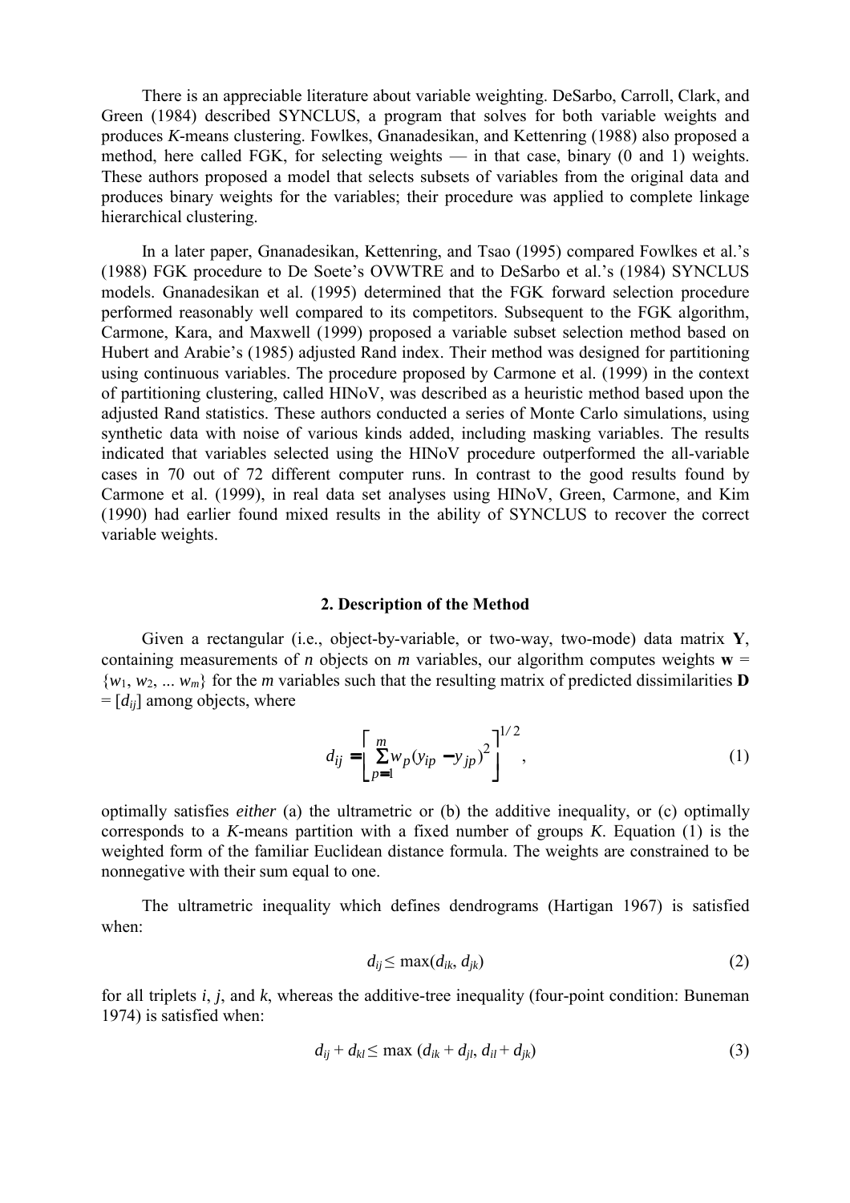There is an appreciable literature about variable weighting. DeSarbo, Carroll, Clark, and Green (1984) described SYNCLUS, a program that solves for both variable weights and produces *K*-means clustering. Fowlkes, Gnanadesikan, and Kettenring (1988) also proposed a method, here called FGK, for selecting weights — in that case, binary (0 and 1) weights. These authors proposed a model that selects subsets of variables from the original data and produces binary weights for the variables; their procedure was applied to complete linkage hierarchical clustering.

In a later paper, Gnanadesikan, Kettenring, and Tsao (1995) compared Fowlkes et al.'s (1988) FGK procedure to De Soete's OVWTRE and to DeSarbo et al.'s (1984) SYNCLUS models. Gnanadesikan et al. (1995) determined that the FGK forward selection procedure performed reasonably well compared to its competitors. Subsequent to the FGK algorithm, Carmone, Kara, and Maxwell (1999) proposed a variable subset selection method based on Hubert and Arabie's (1985) adjusted Rand index. Their method was designed for partitioning using continuous variables. The procedure proposed by Carmone et al. (1999) in the context of partitioning clustering, called HINoV, was described as a heuristic method based upon the adjusted Rand statistics. These authors conducted a series of Monte Carlo simulations, using synthetic data with noise of various kinds added, including masking variables. The results indicated that variables selected using the HINoV procedure outperformed the all-variable cases in 70 out of 72 different computer runs. In contrast to the good results found by Carmone et al. (1999), in real data set analyses using HINoV, Green, Carmone, and Kim (1990) had earlier found mixed results in the ability of SYNCLUS to recover the correct variable weights.

## 2. Description of the Method

Given a rectangular (i.e., object-by-variable, or two-way, two-mode) data matrix $\mathbf{Y}$, containing measurements of $n$ objects on $m$ variables, our algorithm computes weights $\mathbf{w} = \{w_1, w_2, \dots w_m\}$ for the $m$ variables such that the resulting matrix of predicted dissimilarities $\mathbf{D} = [d_{ij}]$ among objects, where

$$d_{ij} = \left[ \sum_{p=1}^{m} w_p (y_{ip} - y_{jp})^2 \right]^{1/2}, \tag{1}$$

optimally satisfies *either* (a) the ultrametric or (b) the additive inequality, or (c) optimally corresponds to a *K*-means partition with a fixed number of groups *K*. Equation (1) is the weighted form of the familiar Euclidean distance formula. The weights are constrained to be nonnegative with their sum equal to one.

The ultrametric inequality which defines dendrograms (Hartigan 1967) is satisfied when:

$$d_{ij} \leq \max(d_{ik}, d_{jk}) \tag{2}$$

for all triplets $i$, $j$, and $k$, whereas the additive-tree inequality (four-point condition: Buneman 1974) is satisfied when:

$$d_{ij} + d_{kl} \leq \max\,(d_{ik} + d_{jl}, d_{il} + d_{jk}) \tag{3}$$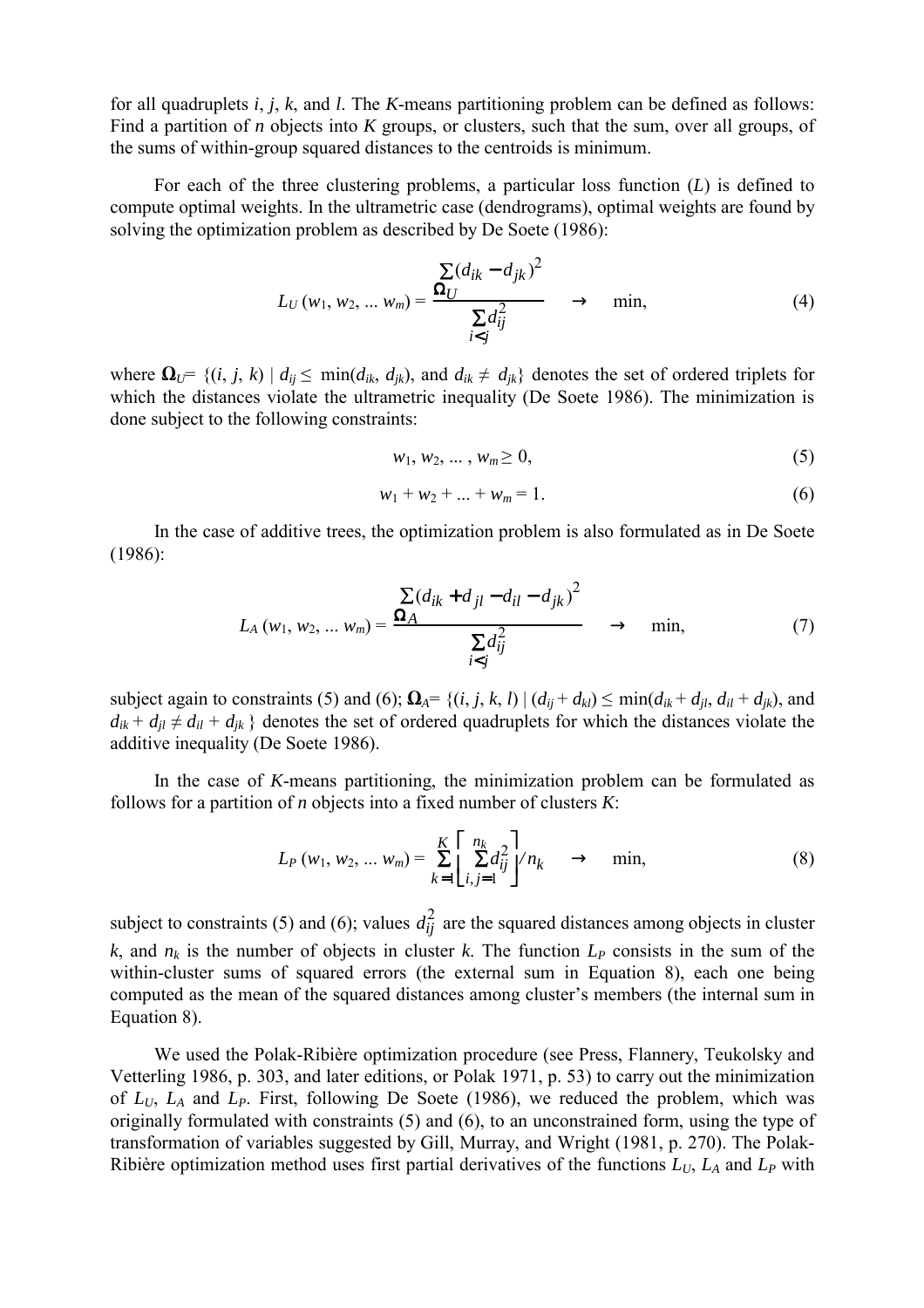for all quadruplets $i$, $j$, $k$, and $l$. The $K$-means partitioning problem can be defined as follows: Find a partition of $n$ objects into $K$ groups, or clusters, such that the sum, over all groups, of the sums of within-group squared distances to the centroids is minimum.

For each of the three clustering problems, a particular loss function ($L$) is defined to compute optimal weights. In the ultrametric case (dendrograms), optimal weights are found by solving the optimization problem as described by De Soete (1986):

$$L_U(w_1, w_2, \ldots w_m) = \frac{\sum_{\Omega_U} (d_{ik} - d_{jk})^2}{\sum_{i<j} d_{ij}^2} \quad \rightarrow \quad \min, \tag{4}$$

where $\mathbf{\Omega}_U = \{(i, j, k) \mid d_{ij} \leq \min(d_{ik}, d_{jk})$, and $d_{ik} \neq d_{jk}\}$ denotes the set of ordered triplets for which the distances violate the ultrametric inequality (De Soete 1986). The minimization is done subject to the following constraints:

$$w_1, w_2, \ldots, w_m \geq 0, \tag{5}$$

$$w_1 + w_2 + \ldots + w_m = 1. \tag{6}$$

In the case of additive trees, the optimization problem is also formulated as in De Soete (1986):

$$L_A(w_1, w_2, \ldots w_m) = \frac{\sum_{\Omega_A} (d_{ik} + d_{jl} - d_{il} - d_{jk})^2}{\sum_{i<j} d_{ij}^2} \quad \rightarrow \quad \min, \tag{7}$$

subject again to constraints (5) and (6); $\mathbf{\Omega}_A = \{(i, j, k, l) \mid (d_{ij} + d_{kl}) \leq \min(d_{ik} + d_{jl}, d_{il} + d_{jk})$, and $d_{ik} + d_{jl} \neq d_{il} + d_{jk}\}$ denotes the set of ordered quadruplets for which the distances violate the additive inequality (De Soete 1986).

In the case of $K$-means partitioning, the minimization problem can be formulated as follows for a partition of $n$ objects into a fixed number of clusters $K$:

$$L_P(w_1, w_2, \ldots w_m) = \sum_{k=1}^{K} \left[ \sum_{i,j=1}^{n_k} d_{ij}^2 \right] / n_k \quad \rightarrow \quad \min, \tag{8}$$

subject to constraints (5) and (6); values $d_{ij}^2$ are the squared distances among objects in cluster $k$, and $n_k$ is the number of objects in cluster $k$. The function $L_P$ consists in the sum of the within-cluster sums of squared errors (the external sum in Equation 8), each one being computed as the mean of the squared distances among cluster's members (the internal sum in Equation 8).

We used the Polak-Ribière optimization procedure (see Press, Flannery, Teukolsky and Vetterling 1986, p. 303, and later editions, or Polak 1971, p. 53) to carry out the minimization of $L_U$, $L_A$ and $L_P$. First, following De Soete (1986), we reduced the problem, which was originally formulated with constraints (5) and (6), to an unconstrained form, using the type of transformation of variables suggested by Gill, Murray, and Wright (1981, p. 270). The Polak-Ribière optimization method uses first partial derivatives of the functions $L_U$, $L_A$ and $L_P$ with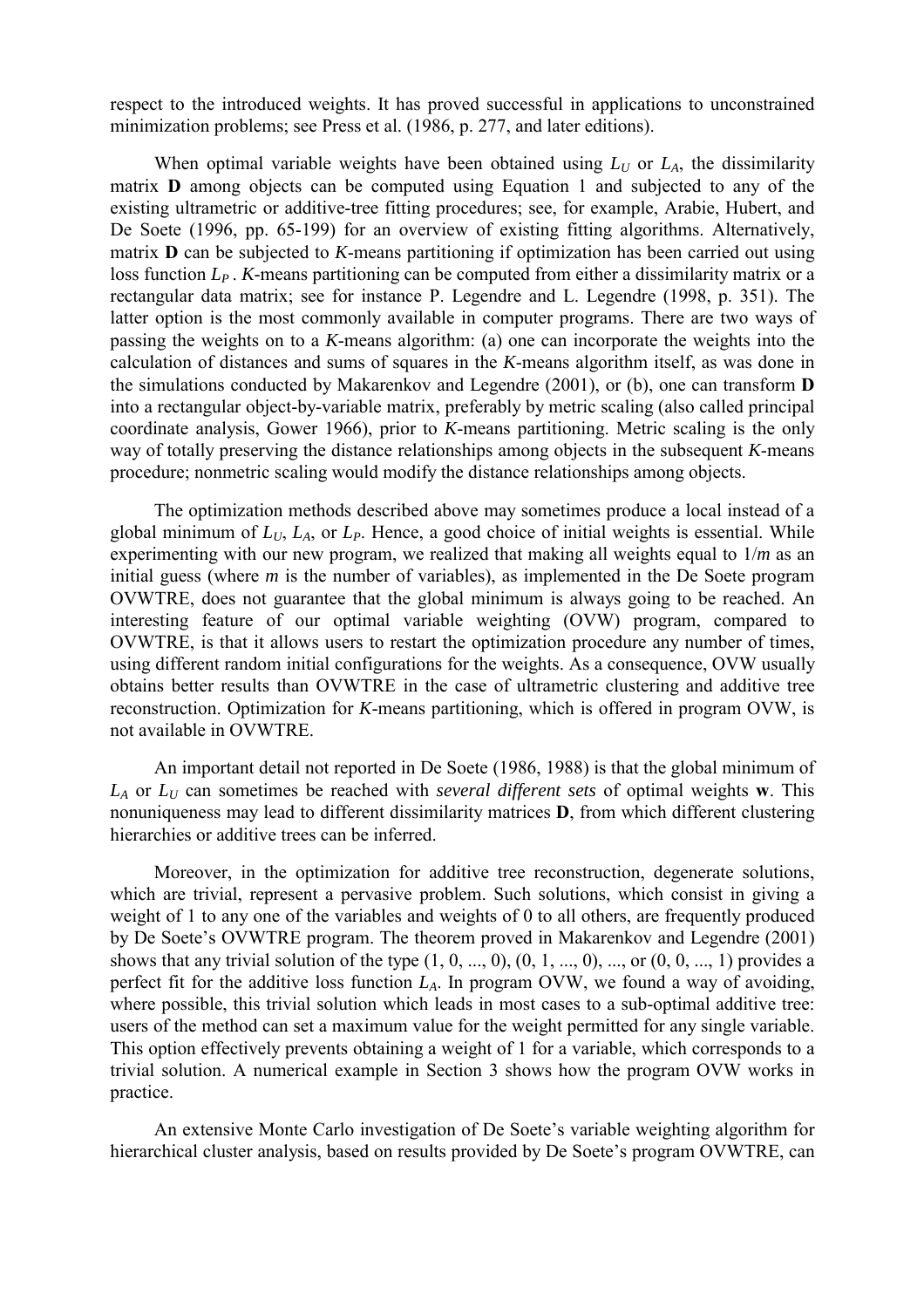respect to the introduced weights. It has proved successful in applications to unconstrained minimization problems; see Press et al. (1986, p. 277, and later editions).

When optimal variable weights have been obtained using $L_U$ or $L_A$, the dissimilarity matrix **D** among objects can be computed using Equation 1 and subjected to any of the existing ultrametric or additive-tree fitting procedures; see, for example, Arabie, Hubert, and De Soete (1996, pp. 65-199) for an overview of existing fitting algorithms. Alternatively, matrix **D** can be subjected to *K*-means partitioning if optimization has been carried out using loss function $L_P$ . *K*-means partitioning can be computed from either a dissimilarity matrix or a rectangular data matrix; see for instance P. Legendre and L. Legendre (1998, p. 351). The latter option is the most commonly available in computer programs. There are two ways of passing the weights on to a *K*-means algorithm: (a) one can incorporate the weights into the calculation of distances and sums of squares in the *K*-means algorithm itself, as was done in the simulations conducted by Makarenkov and Legendre (2001), or (b), one can transform **D** into a rectangular object-by-variable matrix, preferably by metric scaling (also called principal coordinate analysis, Gower 1966), prior to *K*-means partitioning. Metric scaling is the only way of totally preserving the distance relationships among objects in the subsequent *K*-means procedure; nonmetric scaling would modify the distance relationships among objects.

The optimization methods described above may sometimes produce a local instead of a global minimum of $L_U$, $L_A$, or $L_P$. Hence, a good choice of initial weights is essential. While experimenting with our new program, we realized that making all weights equal to $1/m$ as an initial guess (where $m$ is the number of variables), as implemented in the De Soete program OVWTRE, does not guarantee that the global minimum is always going to be reached. An interesting feature of our optimal variable weighting (OVW) program, compared to OVWTRE, is that it allows users to restart the optimization procedure any number of times, using different random initial configurations for the weights. As a consequence, OVW usually obtains better results than OVWTRE in the case of ultrametric clustering and additive tree reconstruction. Optimization for *K*-means partitioning, which is offered in program OVW, is not available in OVWTRE.

An important detail not reported in De Soete (1986, 1988) is that the global minimum of $L_A$ or $L_U$ can sometimes be reached with *several different sets* of optimal weights **w**. This nonuniqueness may lead to different dissimilarity matrices **D**, from which different clustering hierarchies or additive trees can be inferred.

Moreover, in the optimization for additive tree reconstruction, degenerate solutions, which are trivial, represent a pervasive problem. Such solutions, which consist in giving a weight of 1 to any one of the variables and weights of 0 to all others, are frequently produced by De Soete's OVWTRE program. The theorem proved in Makarenkov and Legendre (2001) shows that any trivial solution of the type (1, 0, ..., 0), (0, 1, ..., 0), ..., or (0, 0, ..., 1) provides a perfect fit for the additive loss function $L_A$. In program OVW, we found a way of avoiding, where possible, this trivial solution which leads in most cases to a sub-optimal additive tree: users of the method can set a maximum value for the weight permitted for any single variable. This option effectively prevents obtaining a weight of 1 for a variable, which corresponds to a trivial solution. A numerical example in Section 3 shows how the program OVW works in practice.

An extensive Monte Carlo investigation of De Soete's variable weighting algorithm for hierarchical cluster analysis, based on results provided by De Soete's program OVWTRE, can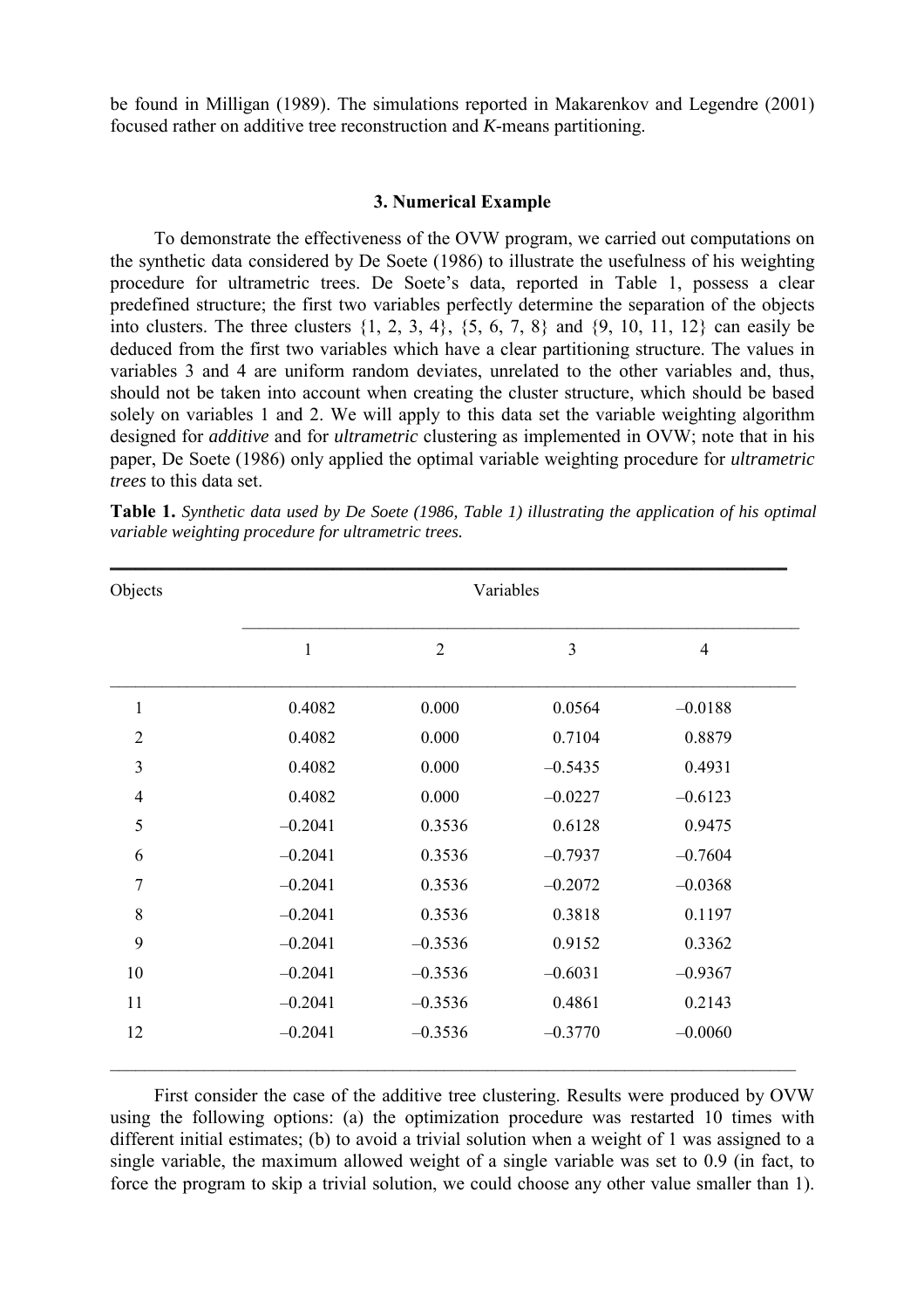be found in Milligan (1989). The simulations reported in Makarenkov and Legendre (2001) focused rather on additive tree reconstruction and *K*-means partitioning.

### 3. Numerical Example

To demonstrate the effectiveness of the OVW program, we carried out computations on the synthetic data considered by De Soete (1986) to illustrate the usefulness of his weighting procedure for ultrametric trees. De Soete's data, reported in Table 1, possess a clear predefined structure; the first two variables perfectly determine the separation of the objects into clusters. The three clusters {1, 2, 3, 4}, {5, 6, 7, 8} and {9, 10, 11, 12} can easily be deduced from the first two variables which have a clear partitioning structure. The values in variables 3 and 4 are uniform random deviates, unrelated to the other variables and, thus, should not be taken into account when creating the cluster structure, which should be based solely on variables 1 and 2. We will apply to this data set the variable weighting algorithm designed for *additive* and for *ultrametric* clustering as implemented in OVW; note that in his paper, De Soete (1986) only applied the optimal variable weighting procedure for *ultrametric trees* to this data set.

**Table 1.** *Synthetic data used by De Soete (1986, Table 1) illustrating the application of his optimal variable weighting procedure for ultrametric trees.*

| Objects | Variables | | | |
|---|---|---|---|---|
| | 1 | 2 | 3 | 4 |
| 1 | 0.4082 | 0.000 | 0.0564 | –0.0188 |
| 2 | 0.4082 | 0.000 | 0.7104 | 0.8879 |
| 3 | 0.4082 | 0.000 | –0.5435 | 0.4931 |
| 4 | 0.4082 | 0.000 | –0.0227 | –0.6123 |
| 5 | –0.2041 | 0.3536 | 0.6128 | 0.9475 |
| 6 | –0.2041 | 0.3536 | –0.7937 | –0.7604 |
| 7 | –0.2041 | 0.3536 | –0.2072 | –0.0368 |
| 8 | –0.2041 | 0.3536 | 0.3818 | 0.1197 |
| 9 | –0.2041 | –0.3536 | 0.9152 | 0.3362 |
| 10 | –0.2041 | –0.3536 | –0.6031 | –0.9367 |
| 11 | –0.2041 | –0.3536 | 0.4861 | 0.2143 |
| 12 | –0.2041 | –0.3536 | –0.3770 | –0.0060 |

First consider the case of the additive tree clustering. Results were produced by OVW using the following options: (a) the optimization procedure was restarted 10 times with different initial estimates; (b) to avoid a trivial solution when a weight of 1 was assigned to a single variable, the maximum allowed weight of a single variable was set to 0.9 (in fact, to force the program to skip a trivial solution, we could choose any other value smaller than 1).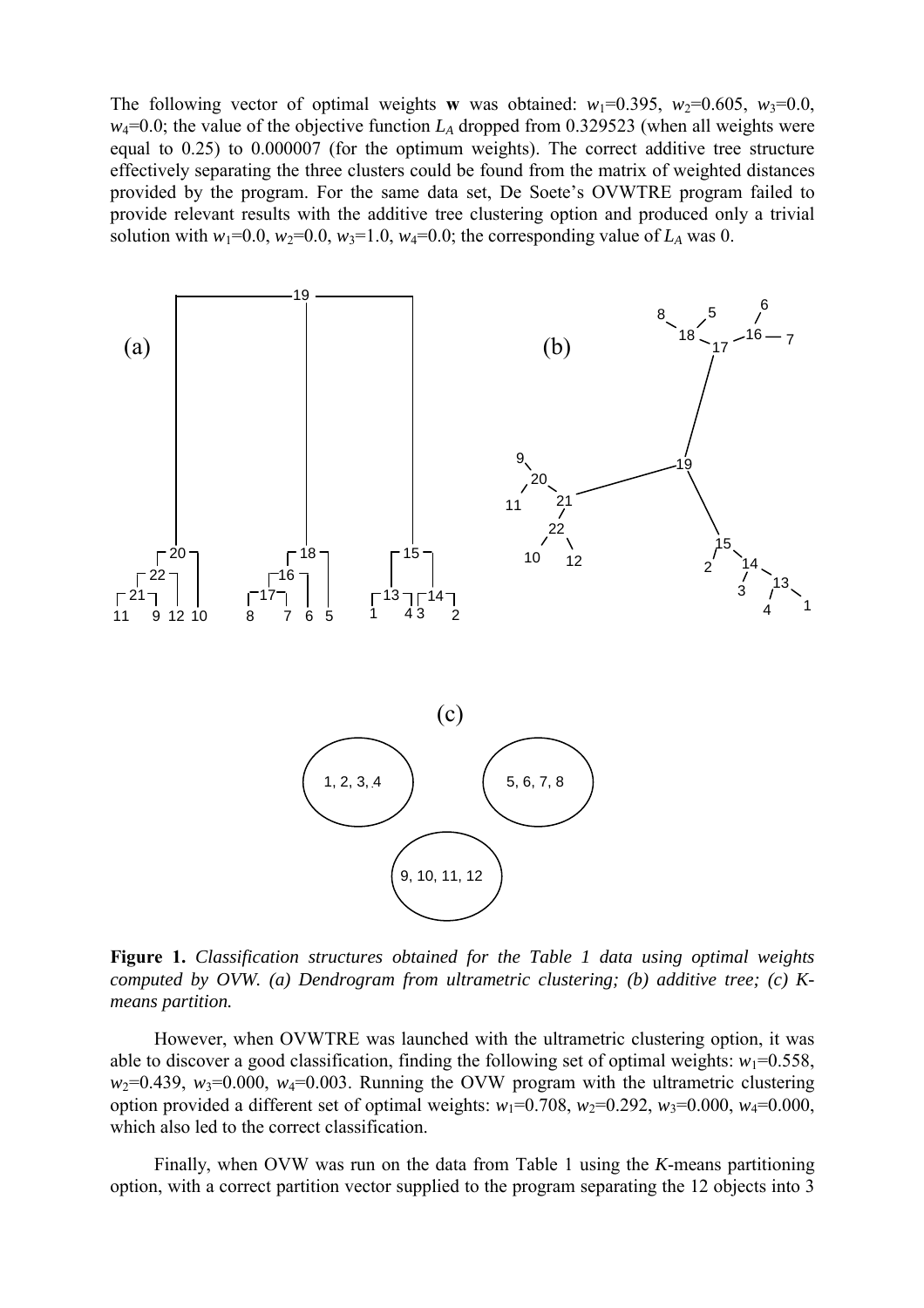The following vector of optimal weights **w** was obtained: $w_1$=0.395, $w_2$=0.605, $w_3$=0.0, $w_4$=0.0; the value of the objective function $L_A$ dropped from 0.329523 (when all weights were equal to 0.25) to 0.000007 (for the optimum weights). The correct additive tree structure effectively separating the three clusters could be found from the matrix of weighted distances provided by the program. For the same data set, De Soete's OVWTRE program failed to provide relevant results with the additive tree clustering option and produced only a trivial solution with $w_1$=0.0, $w_2$=0.0, $w_3$=1.0, $w_4$=0.0; the corresponding value of $L_A$ was 0.

**Figure 1.** *Classification structures obtained for the Table 1 data using optimal weights computed by OVW. (a) Dendrogram from ultrametric clustering; (b) additive tree; (c) K-means partition.*

However, when OVWTRE was launched with the ultrametric clustering option, it was able to discover a good classification, finding the following set of optimal weights: $w_1$=0.558, $w_2$=0.439, $w_3$=0.000, $w_4$=0.003. Running the OVW program with the ultrametric clustering option provided a different set of optimal weights: $w_1$=0.708, $w_2$=0.292, $w_3$=0.000, $w_4$=0.000, which also led to the correct classification.

Finally, when OVW was run on the data from Table 1 using the *K*-means partitioning option, with a correct partition vector supplied to the program separating the 12 objects into 3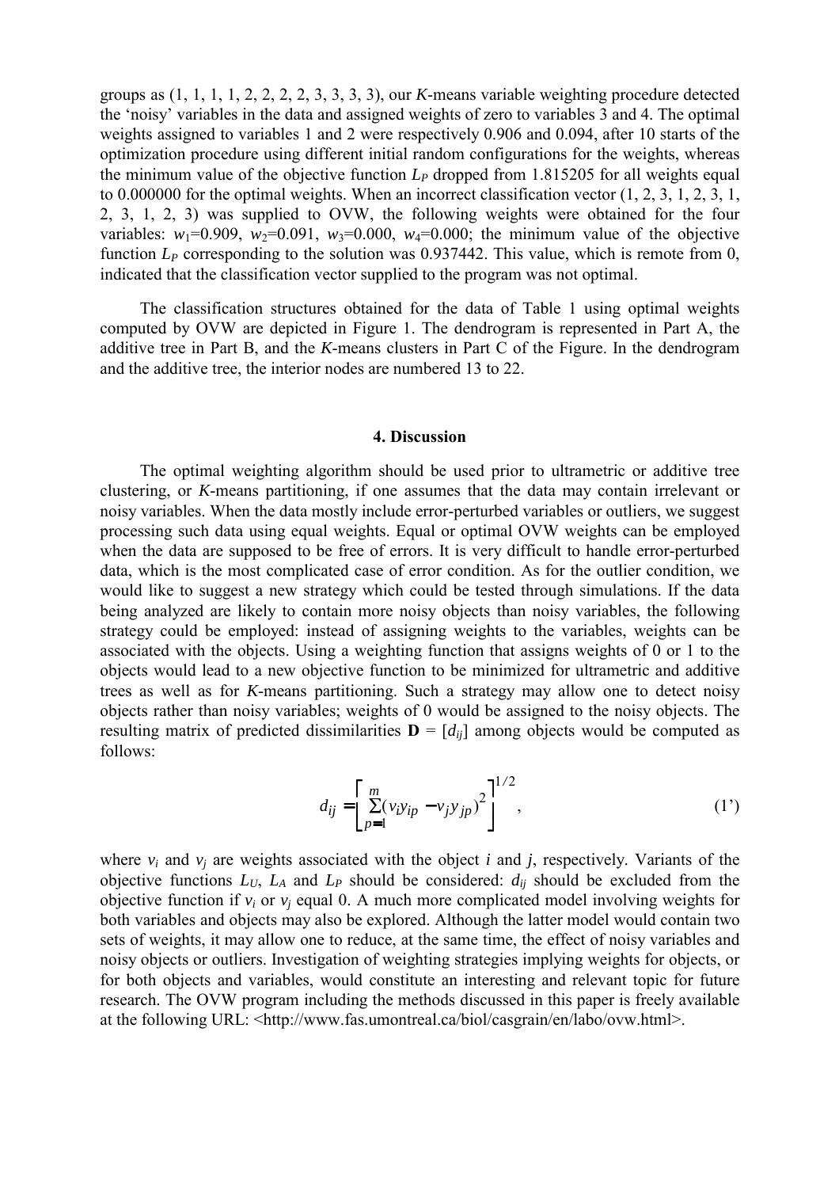groups as (1, 1, 1, 1, 2, 2, 2, 2, 3, 3, 3, 3), our *K*-means variable weighting procedure detected the 'noisy' variables in the data and assigned weights of zero to variables 3 and 4. The optimal weights assigned to variables 1 and 2 were respectively 0.906 and 0.094, after 10 starts of the optimization procedure using different initial random configurations for the weights, whereas the minimum value of the objective function $L_P$ dropped from 1.815205 for all weights equal to 0.000000 for the optimal weights. When an incorrect classification vector (1, 2, 3, 1, 2, 3, 1, 2, 3, 1, 2, 3) was supplied to OVW, the following weights were obtained for the four variables: $w_1$=0.909, $w_2$=0.091, $w_3$=0.000, $w_4$=0.000; the minimum value of the objective function $L_P$ corresponding to the solution was 0.937442. This value, which is remote from 0, indicated that the classification vector supplied to the program was not optimal.

The classification structures obtained for the data of Table 1 using optimal weights computed by OVW are depicted in Figure 1. The dendrogram is represented in Part A, the additive tree in Part B, and the *K*-means clusters in Part C of the Figure. In the dendrogram and the additive tree, the interior nodes are numbered 13 to 22.

## 4. Discussion

The optimal weighting algorithm should be used prior to ultrametric or additive tree clustering, or *K*-means partitioning, if one assumes that the data may contain irrelevant or noisy variables. When the data mostly include error-perturbed variables or outliers, we suggest processing such data using equal weights. Equal or optimal OVW weights can be employed when the data are supposed to be free of errors. It is very difficult to handle error-perturbed data, which is the most complicated case of error condition. As for the outlier condition, we would like to suggest a new strategy which could be tested through simulations. If the data being analyzed are likely to contain more noisy objects than noisy variables, the following strategy could be employed: instead of assigning weights to the variables, weights can be associated with the objects. Using a weighting function that assigns weights of 0 or 1 to the objects would lead to a new objective function to be minimized for ultrametric and additive trees as well as for *K*-means partitioning. Such a strategy may allow one to detect noisy objects rather than noisy variables; weights of 0 would be assigned to the noisy objects. The resulting matrix of predicted dissimilarities $\mathbf{D} = [d_{ij}]$ among objects would be computed as follows:

$$d_{ij} = \left[ \sum_{p=1}^{m} (v_i y_{ip} - v_j y_{jp})^2 \right]^{1/2}, \qquad (1')$$

where $v_i$ and $v_j$ are weights associated with the object *i* and *j*, respectively. Variants of the objective functions $L_U$, $L_A$ and $L_P$ should be considered: $d_{ij}$ should be excluded from the objective function if $v_i$ or $v_j$ equal 0. A much more complicated model involving weights for both variables and objects may also be explored. Although the latter model would contain two sets of weights, it may allow one to reduce, at the same time, the effect of noisy variables and noisy objects or outliers. Investigation of weighting strategies implying weights for objects, or for both objects and variables, would constitute an interesting and relevant topic for future research. The OVW program including the methods discussed in this paper is freely available at the following URL: <http://www.fas.umontreal.ca/biol/casgrain/en/labo/ovw.html>.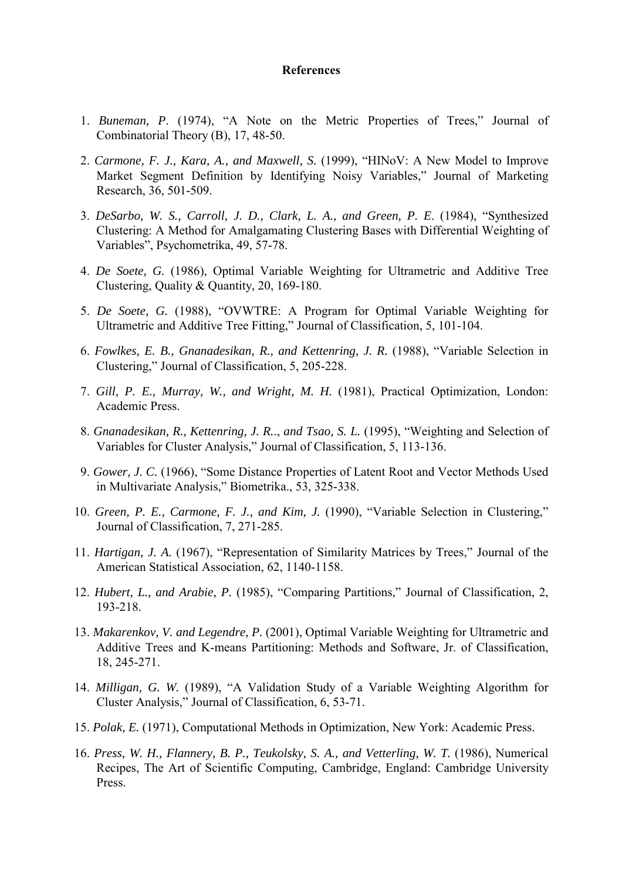**References**

1. *Buneman, P.* (1974), "A Note on the Metric Properties of Trees," Journal of Combinatorial Theory (B), 17, 48-50.

2. *Carmone, F. J., Kara, A., and Maxwell, S.* (1999), "HINoV: A New Model to Improve Market Segment Definition by Identifying Noisy Variables," Journal of Marketing Research, 36, 501-509.

3. *DeSarbo, W. S., Carroll, J. D., Clark, L. A., and Green, P. E.* (1984), "Synthesized Clustering: A Method for Amalgamating Clustering Bases with Differential Weighting of Variables", Psychometrika, 49, 57-78.

4. *De Soete, G.* (1986), Optimal Variable Weighting for Ultrametric and Additive Tree Clustering, Quality & Quantity, 20, 169-180.

5. *De Soete, G.* (1988), "OVWTRE: A Program for Optimal Variable Weighting for Ultrametric and Additive Tree Fitting," Journal of Classification, 5, 101-104.

6. *Fowlkes, E. B., Gnanadesikan, R., and Kettenring, J. R.* (1988), "Variable Selection in Clustering," Journal of Classification, 5, 205-228.

7. *Gill, P. E., Murray, W., and Wright, M. H.* (1981), Practical Optimization, London: Academic Press.

8. *Gnanadesikan, R., Kettenring, J. R.., and Tsao, S. L.* (1995), "Weighting and Selection of Variables for Cluster Analysis," Journal of Classification, 5, 113-136.

9. *Gower, J. C.* (1966), "Some Distance Properties of Latent Root and Vector Methods Used in Multivariate Analysis," Biometrika., 53, 325-338.

10. *Green, P. E., Carmone, F. J., and Kim, J.* (1990), "Variable Selection in Clustering," Journal of Classification, 7, 271-285.

11. *Hartigan, J. A.* (1967), "Representation of Similarity Matrices by Trees," Journal of the American Statistical Association, 62, 1140-1158.

12. *Hubert, L., and Arabie, P.* (1985), "Comparing Partitions," Journal of Classification, 2, 193-218.

13. *Makarenkov, V. and Legendre, P.* (2001), Optimal Variable Weighting for Ultrametric and Additive Trees and K-means Partitioning: Methods and Software, Jr. of Classification, 18, 245-271.

14. *Milligan, G. W.* (1989), "A Validation Study of a Variable Weighting Algorithm for Cluster Analysis," Journal of Classification, 6, 53-71.

15. *Polak, E.* (1971), Computational Methods in Optimization, New York: Academic Press.

16. *Press, W. H., Flannery, B. P., Teukolsky, S. A., and Vetterling, W. T.* (1986), Numerical Recipes, The Art of Scientific Computing, Cambridge, England: Cambridge University Press.